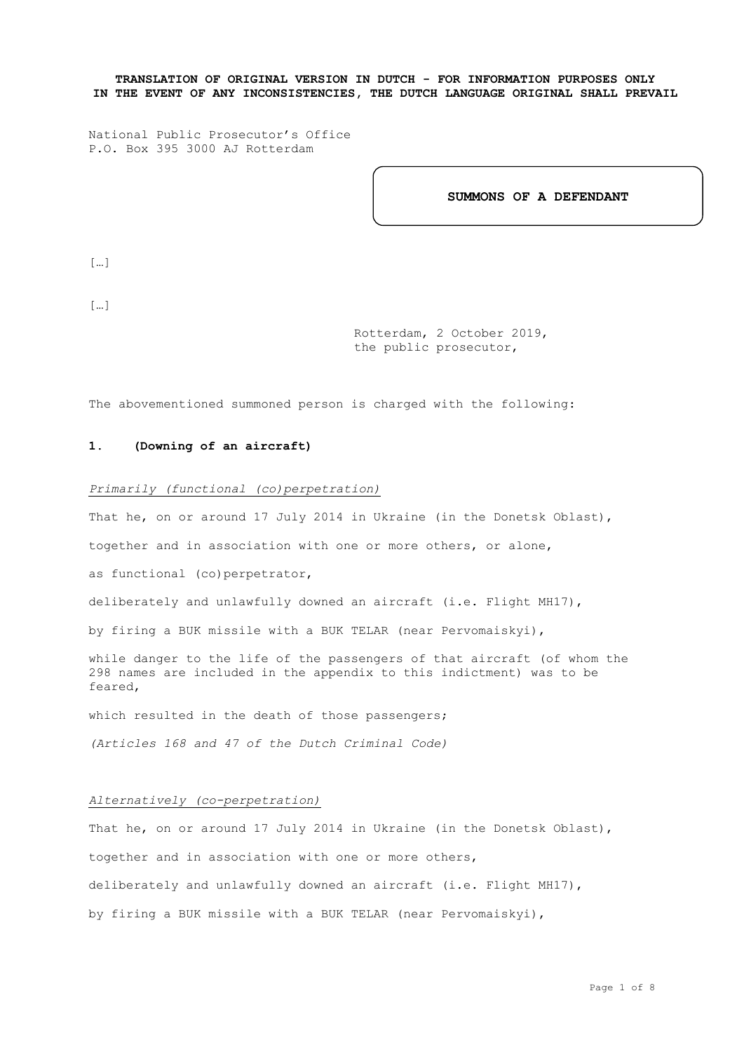**TRANSLATION OF ORIGINAL VERSION IN DUTCH - FOR INFORMATION PURPOSES ONLY IN THE EVENT OF ANY INCONSISTENCIES, THE DUTCH LANGUAGE ORIGINAL SHALL PREVAIL**

National Public Prosecutor's Office
P.O. Box 395 3000 AJ Rotterdam

**SUMMONS OF A DEFENDANT**

[…]

[…]

Rotterdam, 2 October 2019,
the public prosecutor,

The abovementioned summoned person is charged with the following:

## 1. (Downing of an aircraft)

*Primarily (functional (co)perpetration)*

That he, on or around 17 July 2014 in Ukraine (in the Donetsk Oblast),

together and in association with one or more others, or alone,

as functional (co)perpetrator,

deliberately and unlawfully downed an aircraft (i.e. Flight MH17),

by firing a BUK missile with a BUK TELAR (near Pervomaiskyi),

while danger to the life of the passengers of that aircraft (of whom the 298 names are included in the appendix to this indictment) was to be feared,

which resulted in the death of those passengers;

*(Articles 168 and 47 of the Dutch Criminal Code)*

*Alternatively (co-perpetration)*

That he, on or around 17 July 2014 in Ukraine (in the Donetsk Oblast),

together and in association with one or more others,

deliberately and unlawfully downed an aircraft (i.e. Flight MH17),

by firing a BUK missile with a BUK TELAR (near Pervomaiskyi),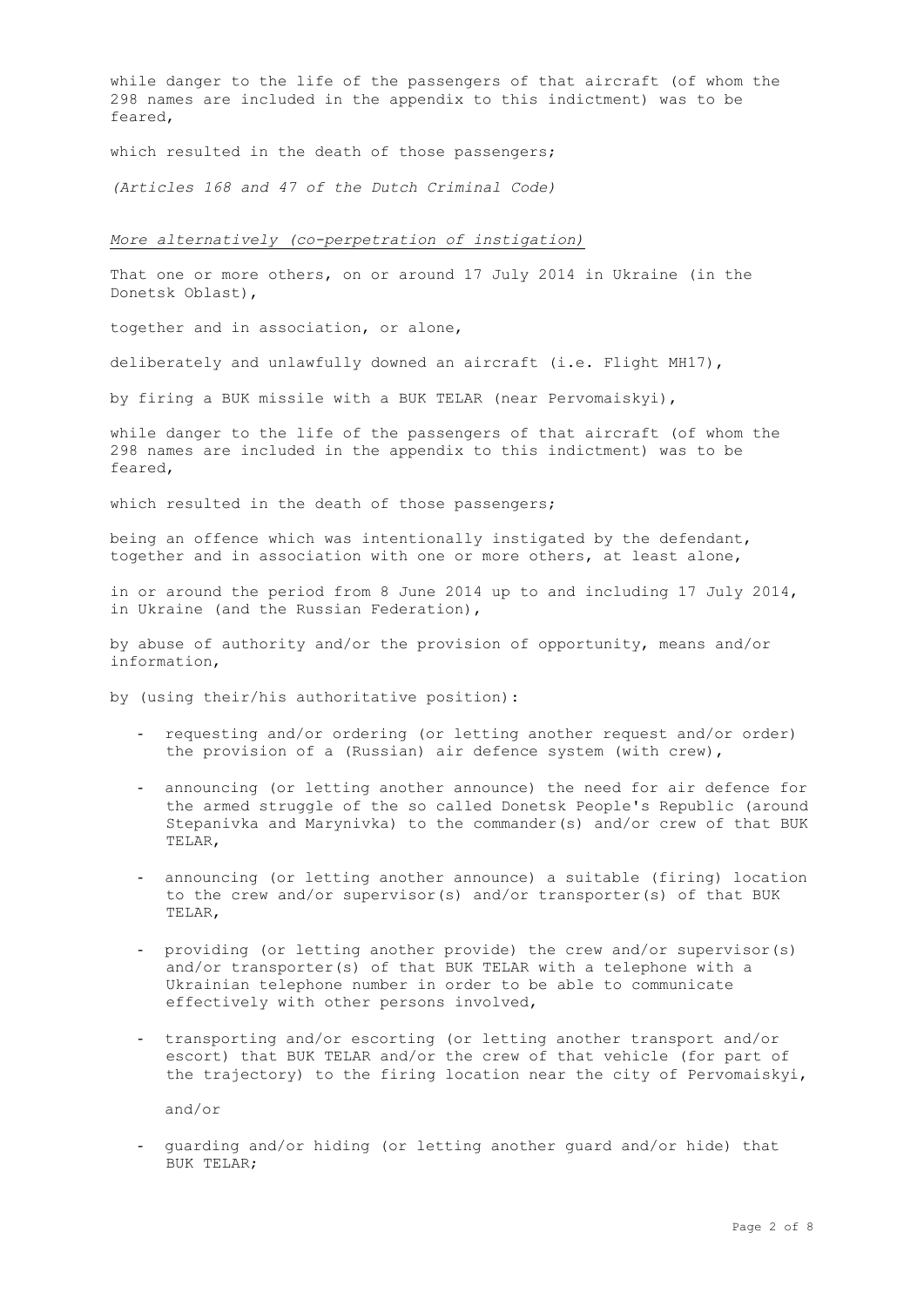while danger to the life of the passengers of that aircraft (of whom the 298 names are included in the appendix to this indictment) was to be feared,

which resulted in the death of those passengers;

*(Articles 168 and 47 of the Dutch Criminal Code)*

*More alternatively (co-perpetration of instigation)*

That one or more others, on or around 17 July 2014 in Ukraine (in the Donetsk Oblast),

together and in association, or alone,

deliberately and unlawfully downed an aircraft (i.e. Flight MH17),

by firing a BUK missile with a BUK TELAR (near Pervomaiskyi),

while danger to the life of the passengers of that aircraft (of whom the 298 names are included in the appendix to this indictment) was to be feared,

which resulted in the death of those passengers;

being an offence which was intentionally instigated by the defendant, together and in association with one or more others, at least alone,

in or around the period from 8 June 2014 up to and including 17 July 2014, in Ukraine (and the Russian Federation),

by abuse of authority and/or the provision of opportunity, means and/or information,

by (using their/his authoritative position):

- requesting and/or ordering (or letting another request and/or order) the provision of a (Russian) air defence system (with crew),
- announcing (or letting another announce) the need for air defence for the armed struggle of the so called Donetsk People's Republic (around Stepanivka and Marynivka) to the commander(s) and/or crew of that BUK TELAR,
- announcing (or letting another announce) a suitable (firing) location to the crew and/or supervisor(s) and/or transporter(s) of that BUK TELAR,
- providing (or letting another provide) the crew and/or supervisor(s) and/or transporter(s) of that BUK TELAR with a telephone with a Ukrainian telephone number in order to be able to communicate effectively with other persons involved,
- transporting and/or escorting (or letting another transport and/or escort) that BUK TELAR and/or the crew of that vehicle (for part of the trajectory) to the firing location near the city of Pervomaiskyi,

  and/or

- guarding and/or hiding (or letting another guard and/or hide) that BUK TELAR;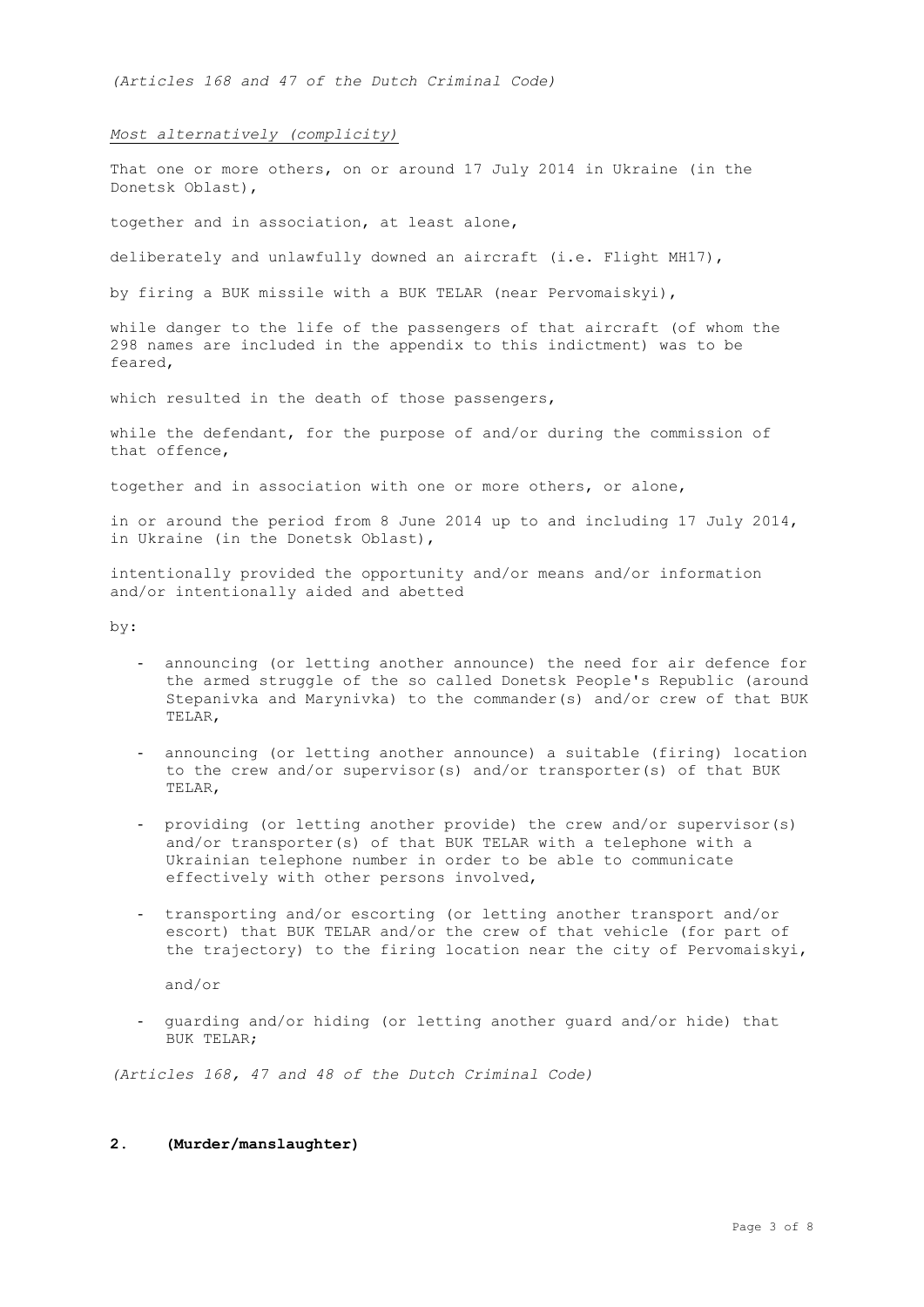*(Articles 168 and 47 of the Dutch Criminal Code)*

*Most alternatively (complicity)*

That one or more others, on or around 17 July 2014 in Ukraine (in the Donetsk Oblast),

together and in association, at least alone,

deliberately and unlawfully downed an aircraft (i.e. Flight MH17),

by firing a BUK missile with a BUK TELAR (near Pervomaiskyi),

while danger to the life of the passengers of that aircraft (of whom the 298 names are included in the appendix to this indictment) was to be feared,

which resulted in the death of those passengers,

while the defendant, for the purpose of and/or during the commission of that offence,

together and in association with one or more others, or alone,

in or around the period from 8 June 2014 up to and including 17 July 2014, in Ukraine (in the Donetsk Oblast),

intentionally provided the opportunity and/or means and/or information and/or intentionally aided and abetted

by:

- announcing (or letting another announce) the need for air defence for the armed struggle of the so called Donetsk People's Republic (around Stepanivka and Marynivka) to the commander(s) and/or crew of that BUK TELAR,
- announcing (or letting another announce) a suitable (firing) location to the crew and/or supervisor(s) and/or transporter(s) of that BUK TELAR,
- providing (or letting another provide) the crew and/or supervisor(s) and/or transporter(s) of that BUK TELAR with a telephone with a Ukrainian telephone number in order to be able to communicate effectively with other persons involved,
- transporting and/or escorting (or letting another transport and/or escort) that BUK TELAR and/or the crew of that vehicle (for part of the trajectory) to the firing location near the city of Pervomaiskyi,

  and/or

- guarding and/or hiding (or letting another guard and/or hide) that BUK TELAR;

*(Articles 168, 47 and 48 of the Dutch Criminal Code)*

## 2. (Murder/manslaughter)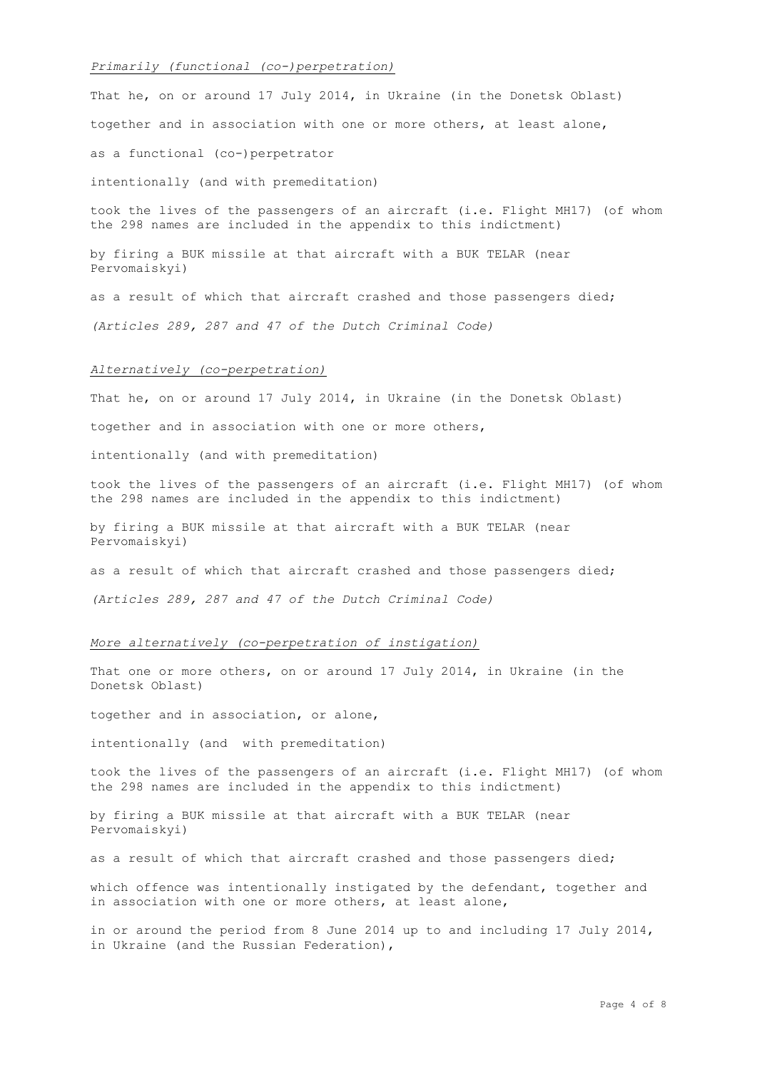*Primarily (functional (co-)perpetration)*

That he, on or around 17 July 2014, in Ukraine (in the Donetsk Oblast)

together and in association with one or more others, at least alone,

as a functional (co-)perpetrator

intentionally (and with premeditation)

took the lives of the passengers of an aircraft (i.e. Flight MH17) (of whom the 298 names are included in the appendix to this indictment)

by firing a BUK missile at that aircraft with a BUK TELAR (near Pervomaiskyi)

as a result of which that aircraft crashed and those passengers died;

*(Articles 289, 287 and 47 of the Dutch Criminal Code)*

*Alternatively (co-perpetration)*

That he, on or around 17 July 2014, in Ukraine (in the Donetsk Oblast)

together and in association with one or more others,

intentionally (and with premeditation)

took the lives of the passengers of an aircraft (i.e. Flight MH17) (of whom the 298 names are included in the appendix to this indictment)

by firing a BUK missile at that aircraft with a BUK TELAR (near Pervomaiskyi)

as a result of which that aircraft crashed and those passengers died;

*(Articles 289, 287 and 47 of the Dutch Criminal Code)*

*More alternatively (co-perpetration of instigation)*

That one or more others, on or around 17 July 2014, in Ukraine (in the Donetsk Oblast)

together and in association, or alone,

intentionally (and with premeditation)

took the lives of the passengers of an aircraft (i.e. Flight MH17) (of whom the 298 names are included in the appendix to this indictment)

by firing a BUK missile at that aircraft with a BUK TELAR (near Pervomaiskyi)

as a result of which that aircraft crashed and those passengers died;

which offence was intentionally instigated by the defendant, together and in association with one or more others, at least alone,

in or around the period from 8 June 2014 up to and including 17 July 2014, in Ukraine (and the Russian Federation),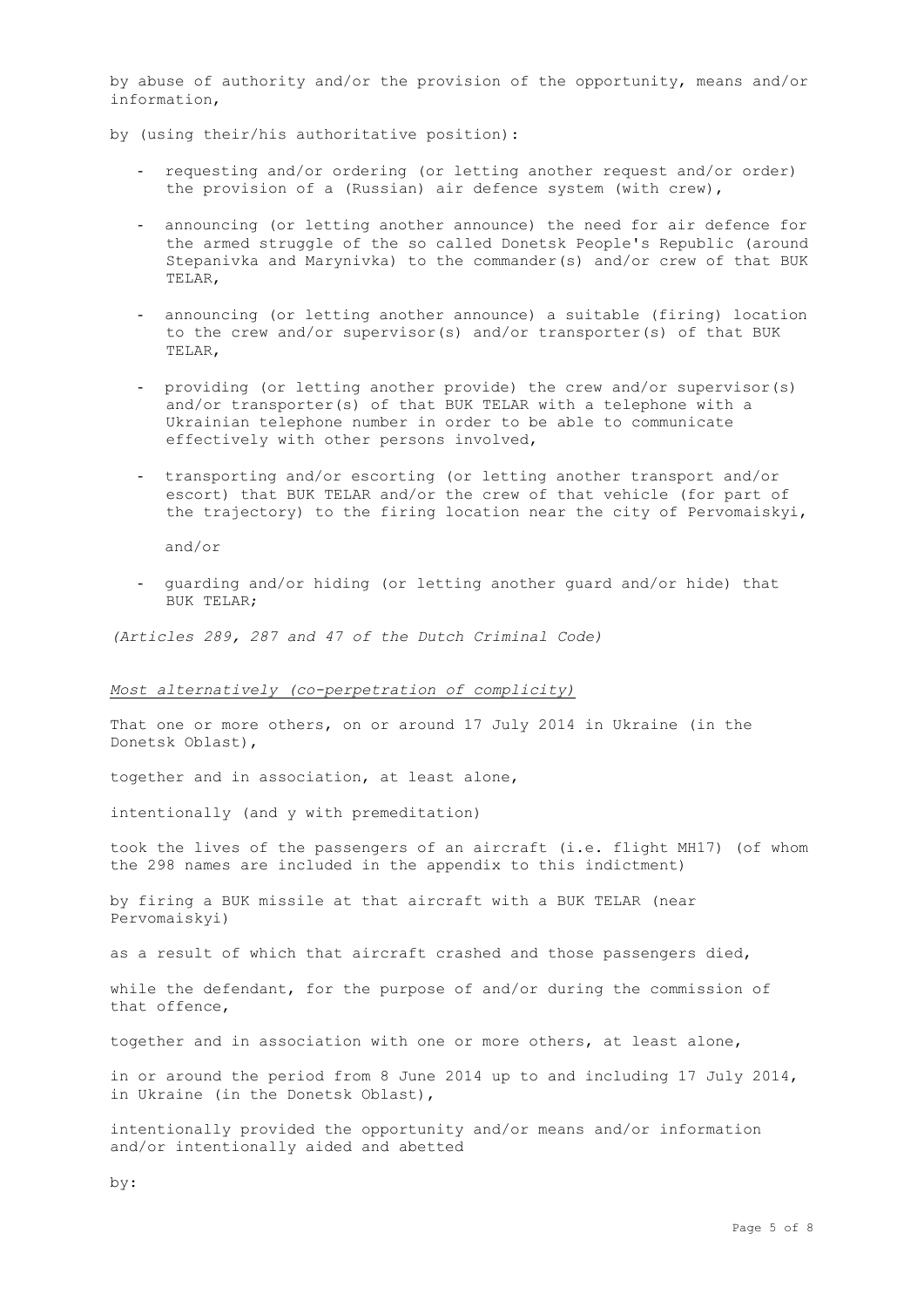by abuse of authority and/or the provision of the opportunity, means and/or information,

by (using their/his authoritative position):

- requesting and/or ordering (or letting another request and/or order) the provision of a (Russian) air defence system (with crew),
- announcing (or letting another announce) the need for air defence for the armed struggle of the so called Donetsk People's Republic (around Stepanivka and Marynivka) to the commander(s) and/or crew of that BUK TELAR,
- announcing (or letting another announce) a suitable (firing) location to the crew and/or supervisor(s) and/or transporter(s) of that BUK TELAR,
- providing (or letting another provide) the crew and/or supervisor(s) and/or transporter(s) of that BUK TELAR with a telephone with a Ukrainian telephone number in order to be able to communicate effectively with other persons involved,
- transporting and/or escorting (or letting another transport and/or escort) that BUK TELAR and/or the crew of that vehicle (for part of the trajectory) to the firing location near the city of Pervomaiskyi,

  and/or

- guarding and/or hiding (or letting another guard and/or hide) that BUK TELAR;

*(Articles 289, 287 and 47 of the Dutch Criminal Code)*

*Most alternatively (co-perpetration of complicity)*

That one or more others, on or around 17 July 2014 in Ukraine (in the Donetsk Oblast),

together and in association, at least alone,

intentionally (and y with premeditation)

took the lives of the passengers of an aircraft (i.e. flight MH17) (of whom the 298 names are included in the appendix to this indictment)

by firing a BUK missile at that aircraft with a BUK TELAR (near Pervomaiskyi)

as a result of which that aircraft crashed and those passengers died,

while the defendant, for the purpose of and/or during the commission of that offence,

together and in association with one or more others, at least alone,

in or around the period from 8 June 2014 up to and including 17 July 2014, in Ukraine (in the Donetsk Oblast),

intentionally provided the opportunity and/or means and/or information and/or intentionally aided and abetted

by: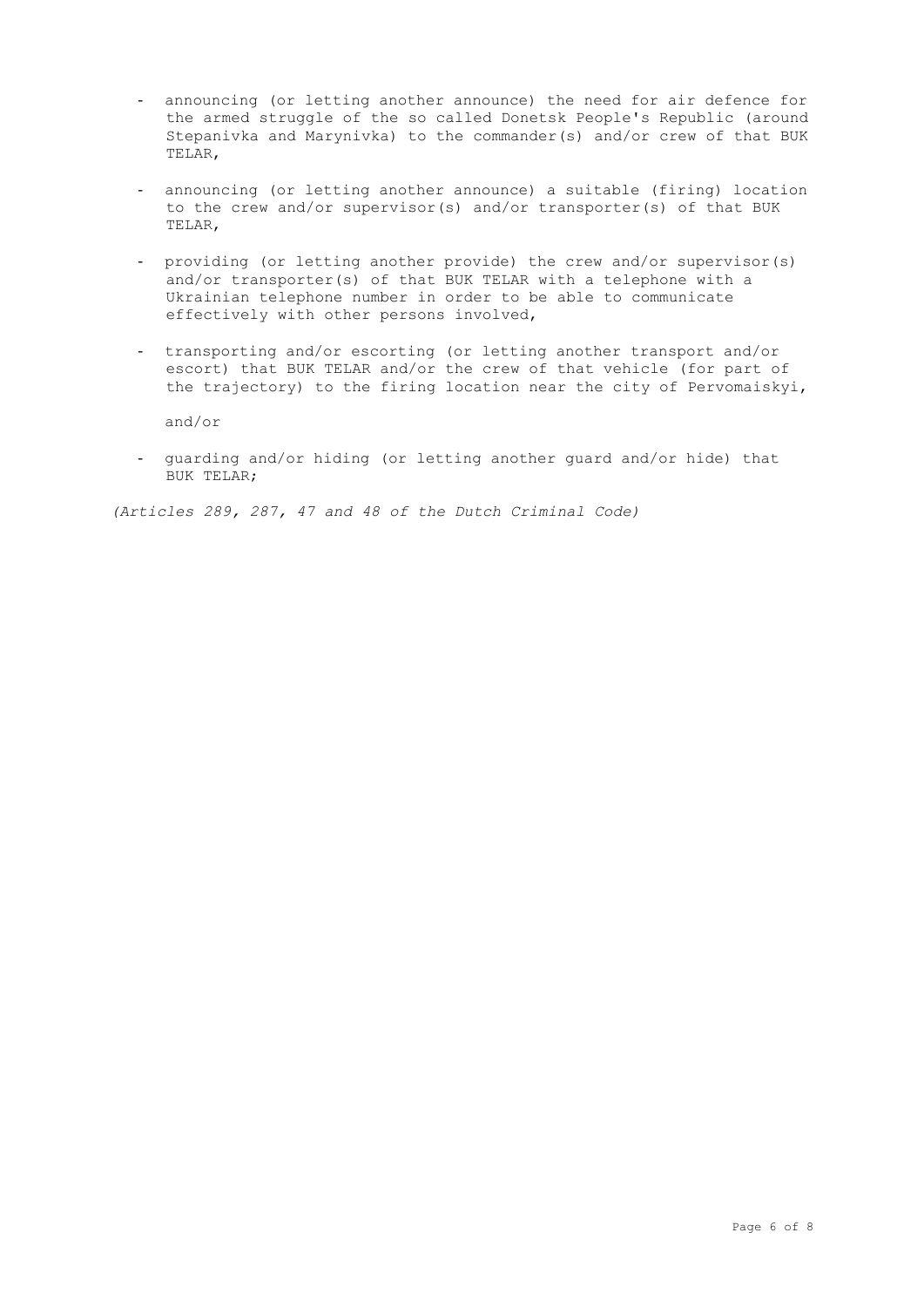- announcing (or letting another announce) the need for air defence for the armed struggle of the so called Donetsk People's Republic (around Stepanivka and Marynivka) to the commander(s) and/or crew of that BUK TELAR,

- announcing (or letting another announce) a suitable (firing) location to the crew and/or supervisor(s) and/or transporter(s) of that BUK TELAR,

- providing (or letting another provide) the crew and/or supervisor(s) and/or transporter(s) of that BUK TELAR with a telephone with a Ukrainian telephone number in order to be able to communicate effectively with other persons involved,

- transporting and/or escorting (or letting another transport and/or escort) that BUK TELAR and/or the crew of that vehicle (for part of the trajectory) to the firing location near the city of Pervomaiskyi,

  and/or

- guarding and/or hiding (or letting another guard and/or hide) that BUK TELAR;

*(Articles 289, 287, 47 and 48 of the Dutch Criminal Code)*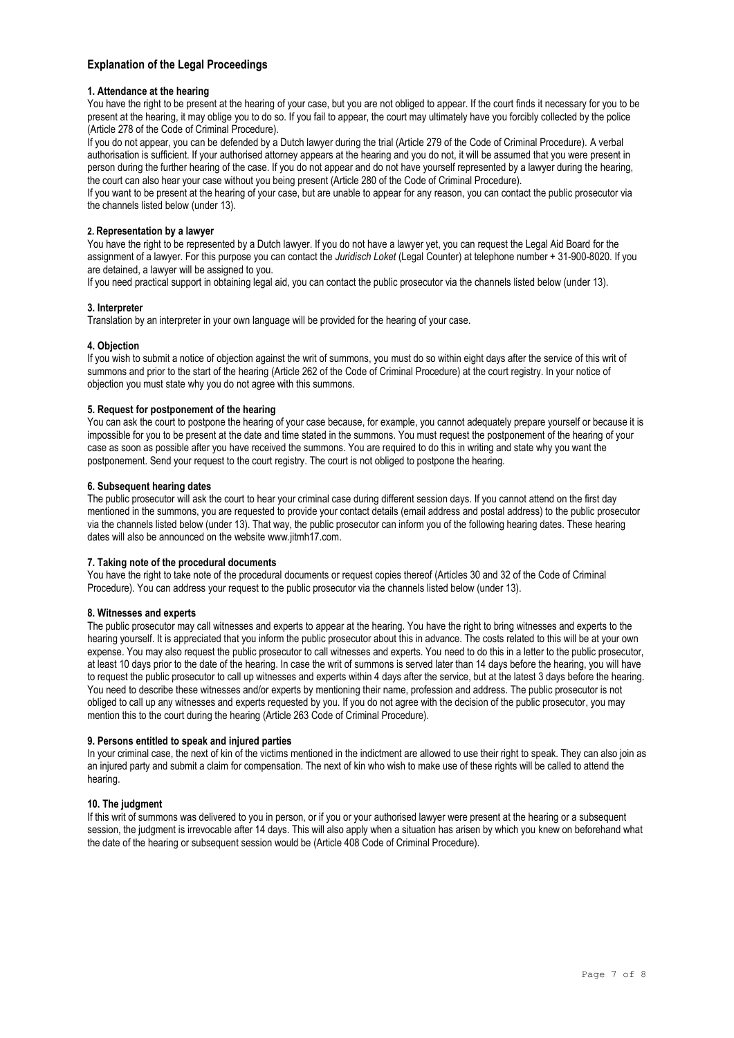## Explanation of the Legal Proceedings

### 1. Attendance at the hearing

You have the right to be present at the hearing of your case, but you are not obliged to appear. If the court finds it necessary for you to be present at the hearing, it may oblige you to do so. If you fail to appear, the court may ultimately have you forcibly collected by the police (Article 278 of the Code of Criminal Procedure).

If you do not appear, you can be defended by a Dutch lawyer during the trial (Article 279 of the Code of Criminal Procedure). A verbal authorisation is sufficient. If your authorised attorney appears at the hearing and you do not, it will be assumed that you were present in person during the further hearing of the case. If you do not appear and do not have yourself represented by a lawyer during the hearing, the court can also hear your case without you being present (Article 280 of the Code of Criminal Procedure).

If you want to be present at the hearing of your case, but are unable to appear for any reason, you can contact the public prosecutor via the channels listed below (under 13).

### 2. Representation by a lawyer

You have the right to be represented by a Dutch lawyer. If you do not have a lawyer yet, you can request the Legal Aid Board for the assignment of a lawyer. For this purpose you can contact the *Juridisch Loket* (Legal Counter) at telephone number + 31-900-8020. If you are detained, a lawyer will be assigned to you.

If you need practical support in obtaining legal aid, you can contact the public prosecutor via the channels listed below (under 13).

### 3. Interpreter

Translation by an interpreter in your own language will be provided for the hearing of your case.

### 4. Objection

If you wish to submit a notice of objection against the writ of summons, you must do so within eight days after the service of this writ of summons and prior to the start of the hearing (Article 262 of the Code of Criminal Procedure) at the court registry. In your notice of objection you must state why you do not agree with this summons.

### 5. Request for postponement of the hearing

You can ask the court to postpone the hearing of your case because, for example, you cannot adequately prepare yourself or because it is impossible for you to be present at the date and time stated in the summons. You must request the postponement of the hearing of your case as soon as possible after you have received the summons. You are required to do this in writing and state why you want the postponement. Send your request to the court registry. The court is not obliged to postpone the hearing.

### 6. Subsequent hearing dates

The public prosecutor will ask the court to hear your criminal case during different session days. If you cannot attend on the first day mentioned in the summons, you are requested to provide your contact details (email address and postal address) to the public prosecutor via the channels listed below (under 13). That way, the public prosecutor can inform you of the following hearing dates. These hearing dates will also be announced on the website www.jitmh17.com.

### 7. Taking note of the procedural documents

You have the right to take note of the procedural documents or request copies thereof (Articles 30 and 32 of the Code of Criminal Procedure). You can address your request to the public prosecutor via the channels listed below (under 13).

### 8. Witnesses and experts

The public prosecutor may call witnesses and experts to appear at the hearing. You have the right to bring witnesses and experts to the hearing yourself. It is appreciated that you inform the public prosecutor about this in advance. The costs related to this will be at your own expense. You may also request the public prosecutor to call witnesses and experts. You need to do this in a letter to the public prosecutor, at least 10 days prior to the date of the hearing. In case the writ of summons is served later than 14 days before the hearing, you will have to request the public prosecutor to call up witnesses and experts within 4 days after the service, but at the latest 3 days before the hearing. You need to describe these witnesses and/or experts by mentioning their name, profession and address. The public prosecutor is not obliged to call up any witnesses and experts requested by you. If you do not agree with the decision of the public prosecutor, you may mention this to the court during the hearing (Article 263 Code of Criminal Procedure).

### 9. Persons entitled to speak and injured parties

In your criminal case, the next of kin of the victims mentioned in the indictment are allowed to use their right to speak. They can also join as an injured party and submit a claim for compensation. The next of kin who wish to make use of these rights will be called to attend the hearing.

### 10. The judgment

If this writ of summons was delivered to you in person, or if you or your authorised lawyer were present at the hearing or a subsequent session, the judgment is irrevocable after 14 days. This will also apply when a situation has arisen by which you knew on beforehand what the date of the hearing or subsequent session would be (Article 408 Code of Criminal Procedure).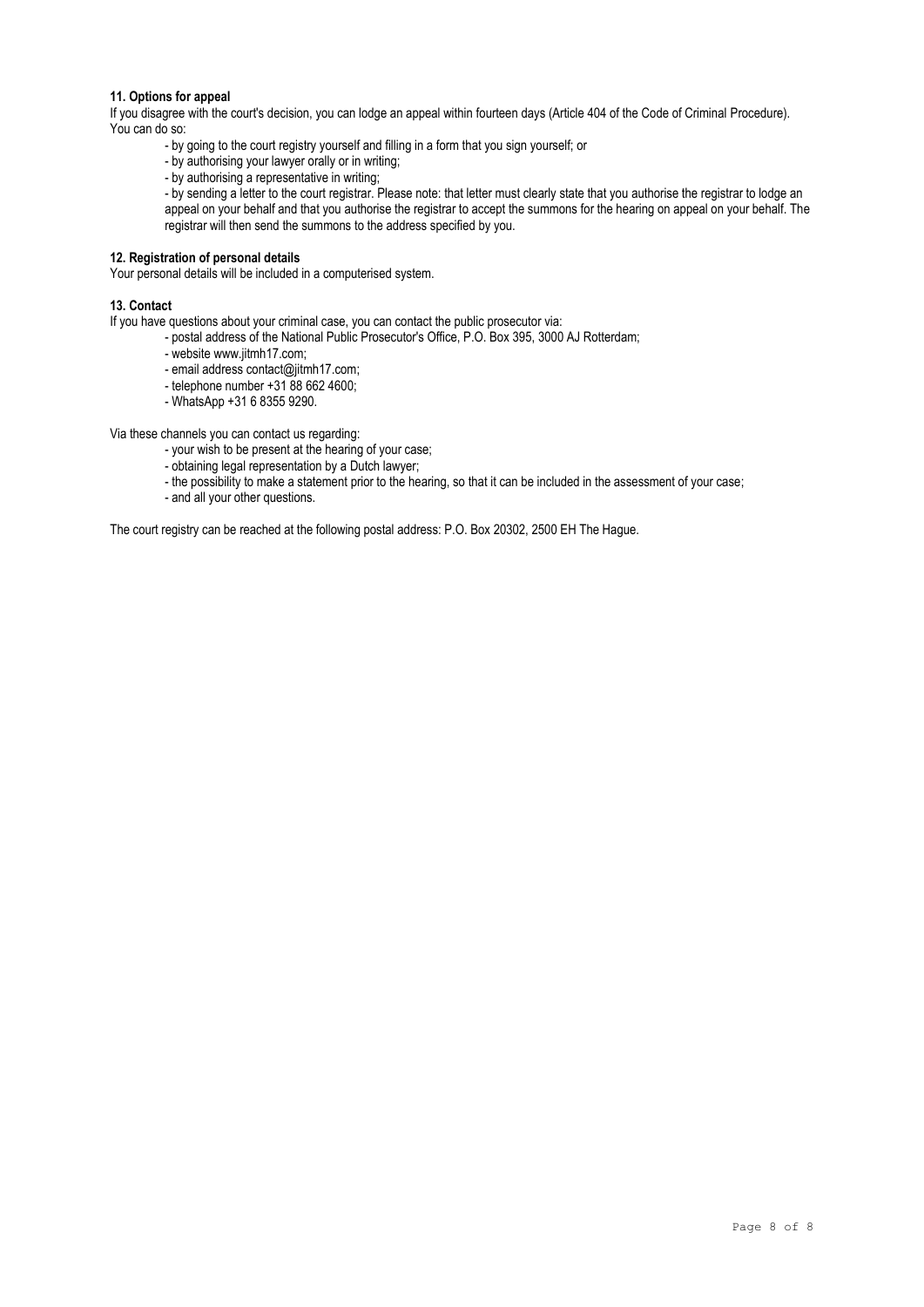**11. Options for appeal**

If you disagree with the court's decision, you can lodge an appeal within fourteen days (Article 404 of the Code of Criminal Procedure). You can do so:

- by going to the court registry yourself and filling in a form that you sign yourself; or
- by authorising your lawyer orally or in writing;
- by authorising a representative in writing;
- by sending a letter to the court registrar. Please note: that letter must clearly state that you authorise the registrar to lodge an appeal on your behalf and that you authorise the registrar to accept the summons for the hearing on appeal on your behalf. The registrar will then send the summons to the address specified by you.

**12. Registration of personal details**

Your personal details will be included in a computerised system.

**13. Contact**

If you have questions about your criminal case, you can contact the public prosecutor via:

- postal address of the National Public Prosecutor's Office, P.O. Box 395, 3000 AJ Rotterdam;
- website www.jitmh17.com;
- email address contact@jitmh17.com;
- telephone number +31 88 662 4600;
- WhatsApp +31 6 8355 9290.

Via these channels you can contact us regarding:

- your wish to be present at the hearing of your case;
- obtaining legal representation by a Dutch lawyer;
- the possibility to make a statement prior to the hearing, so that it can be included in the assessment of your case;
- and all your other questions.

The court registry can be reached at the following postal address: P.O. Box 20302, 2500 EH The Hague.